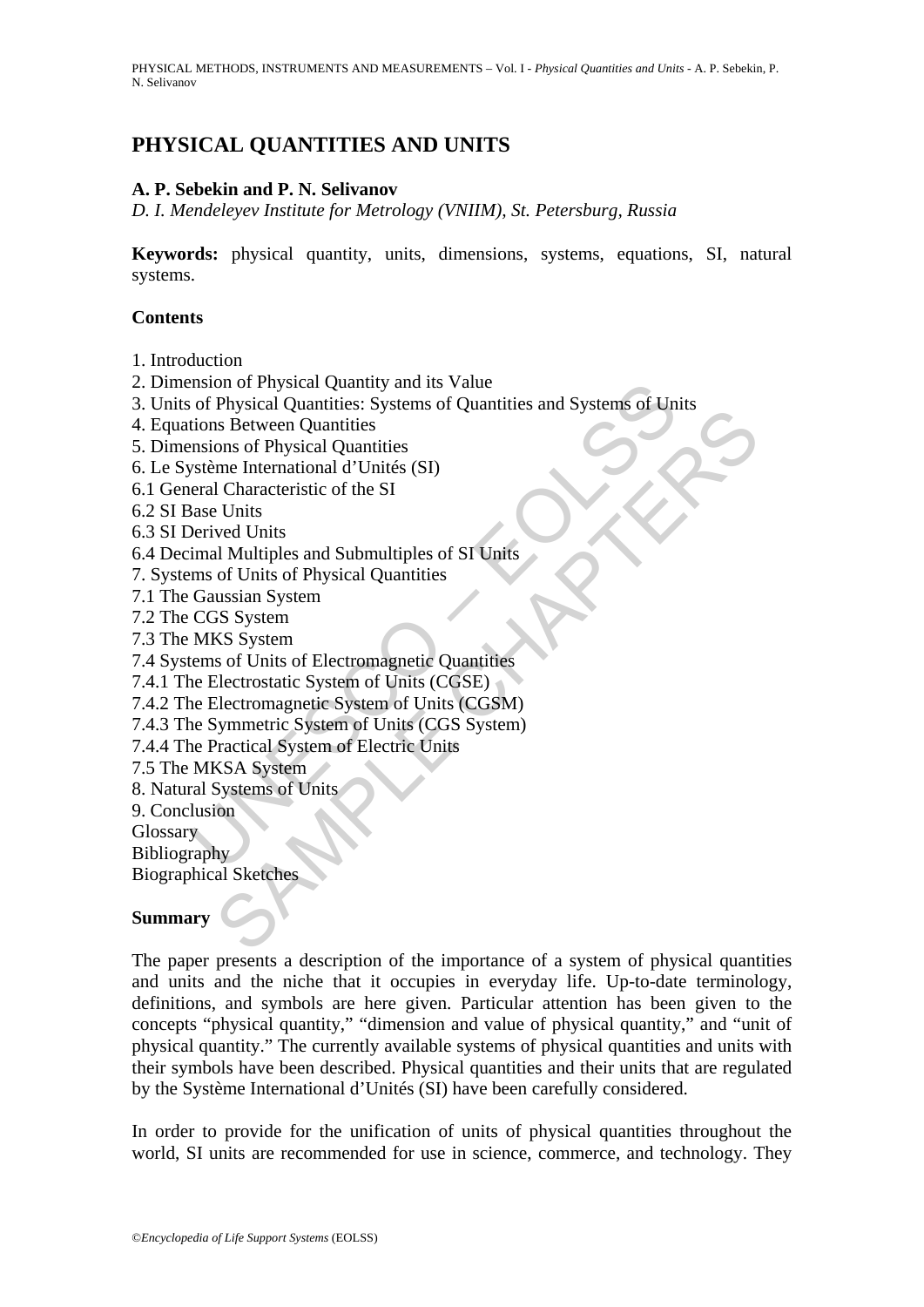# PHYSICAL QUANTITIES AND UNITS

**A. P. Sebekin and P. N. Selivanov**

*D. I. Mendeleyev Institute for Metrology (VNIIM), St. Petersburg, Russia*

**Keywords:** physical quantity, units, dimensions, systems, equations, SI, natural systems.

## Contents

1. Introduction
2. Dimension of Physical Quantity and its Value
3. Units of Physical Quantities: Systems of Quantities and Systems of Units
4. Equations Between Quantities
5. Dimensions of Physical Quantities
6. Le Système International d'Unités (SI)
6.1 General Characteristic of the SI
6.2 SI Base Units
6.3 SI Derived Units
6.4 Decimal Multiples and Submultiples of SI Units
7. Systems of Units of Physical Quantities
7.1 The Gaussian System
7.2 The CGS System
7.3 The MKS System
7.4 Systems of Units of Electromagnetic Quantities
7.4.1 The Electrostatic System of Units (CGSE)
7.4.2 The Electromagnetic System of Units (CGSM)
7.4.3 The Symmetric System of Units (CGS System)
7.4.4 The Practical System of Electric Units
7.5 The MKSA System
8. Natural Systems of Units
9. Conclusion

Glossary

Bibliography

Biographical Sketches

## Summary

The paper presents a description of the importance of a system of physical quantities and units and the niche that it occupies in everyday life. Up-to-date terminology, definitions, and symbols are here given. Particular attention has been given to the concepts "physical quantity," "dimension and value of physical quantity," and "unit of physical quantity." The currently available systems of physical quantities and units with their symbols have been described. Physical quantities and their units that are regulated by the Système International d'Unités (SI) have been carefully considered.

In order to provide for the unification of units of physical quantities throughout the world, SI units are recommended for use in science, commerce, and technology. They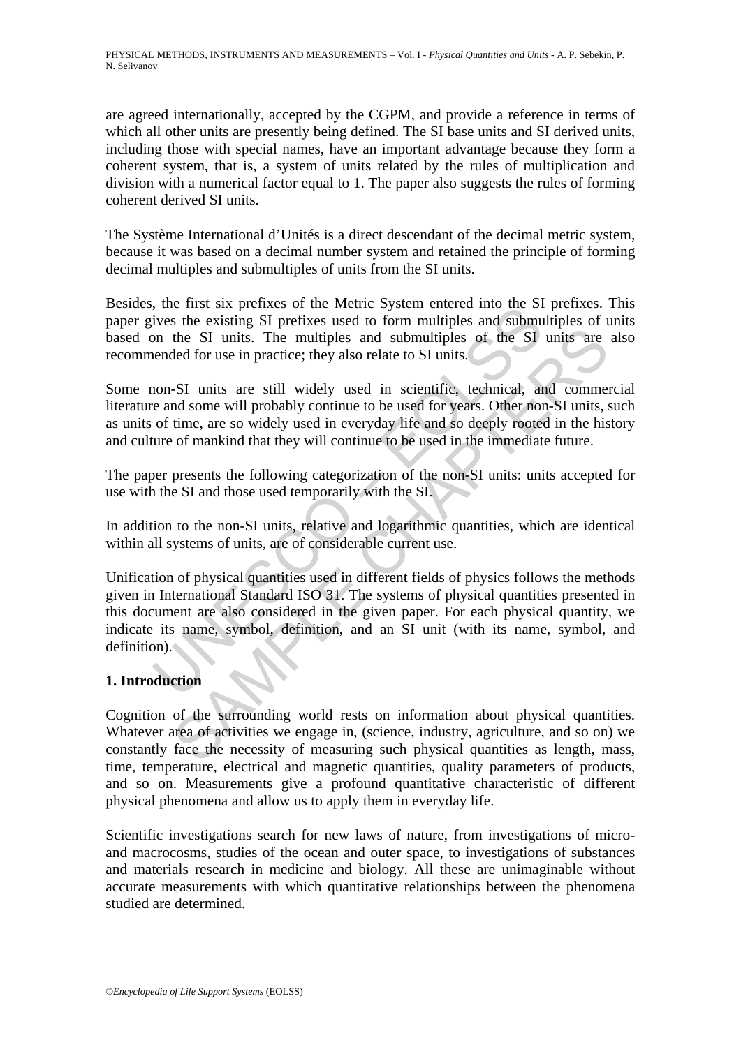are agreed internationally, accepted by the CGPM, and provide a reference in terms of which all other units are presently being defined. The SI base units and SI derived units, including those with special names, have an important advantage because they form a coherent system, that is, a system of units related by the rules of multiplication and division with a numerical factor equal to 1. The paper also suggests the rules of forming coherent derived SI units.

The Système International d'Unités is a direct descendant of the decimal metric system, because it was based on a decimal number system and retained the principle of forming decimal multiples and submultiples of units from the SI units.

Besides, the first six prefixes of the Metric System entered into the SI prefixes. This paper gives the existing SI prefixes used to form multiples and submultiples of units based on the SI units. The multiples and submultiples of the SI units are also recommended for use in practice; they also relate to SI units.

Some non-SI units are still widely used in scientific, technical, and commercial literature and some will probably continue to be used for years. Other non-SI units, such as units of time, are so widely used in everyday life and so deeply rooted in the history and culture of mankind that they will continue to be used in the immediate future.

The paper presents the following categorization of the non-SI units: units accepted for use with the SI and those used temporarily with the SI.

In addition to the non-SI units, relative and logarithmic quantities, which are identical within all systems of units, are of considerable current use.

Unification of physical quantities used in different fields of physics follows the methods given in International Standard ISO 31. The systems of physical quantities presented in this document are also considered in the given paper. For each physical quantity, we indicate its name, symbol, definition, and an SI unit (with its name, symbol, and definition).

## 1. Introduction

Cognition of the surrounding world rests on information about physical quantities. Whatever area of activities we engage in, (science, industry, agriculture, and so on) we constantly face the necessity of measuring such physical quantities as length, mass, time, temperature, electrical and magnetic quantities, quality parameters of products, and so on. Measurements give a profound quantitative characteristic of different physical phenomena and allow us to apply them in everyday life.

Scientific investigations search for new laws of nature, from investigations of micro- and macrocosms, studies of the ocean and outer space, to investigations of substances and materials research in medicine and biology. All these are unimaginable without accurate measurements with which quantitative relationships between the phenomena studied are determined.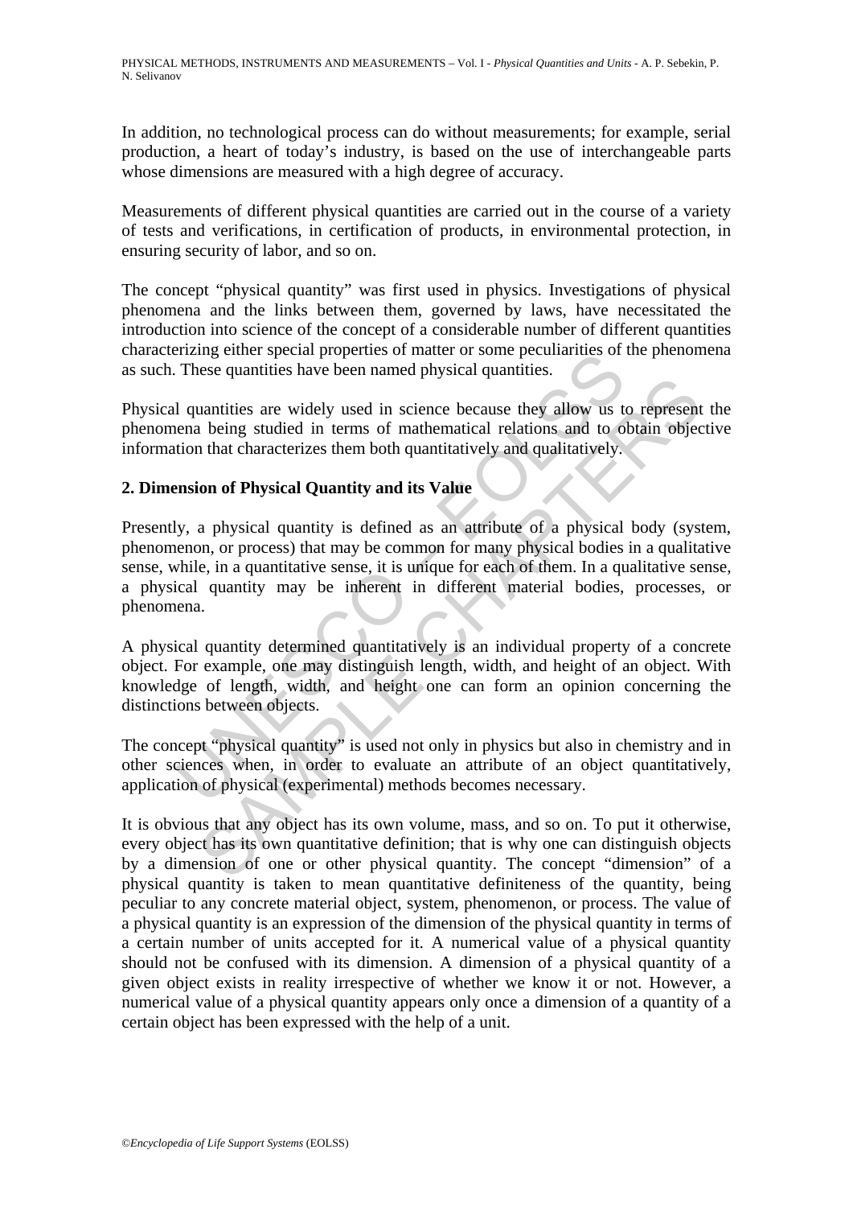In addition, no technological process can do without measurements; for example, serial production, a heart of today's industry, is based on the use of interchangeable parts whose dimensions are measured with a high degree of accuracy.

Measurements of different physical quantities are carried out in the course of a variety of tests and verifications, in certification of products, in environmental protection, in ensuring security of labor, and so on.

The concept "physical quantity" was first used in physics. Investigations of physical phenomena and the links between them, governed by laws, have necessitated the introduction into science of the concept of a considerable number of different quantities characterizing either special properties of matter or some peculiarities of the phenomena as such. These quantities have been named physical quantities.

Physical quantities are widely used in science because they allow us to represent the phenomena being studied in terms of mathematical relations and to obtain objective information that characterizes them both quantitatively and qualitatively.

## 2. Dimension of Physical Quantity and its Value

Presently, a physical quantity is defined as an attribute of a physical body (system, phenomenon, or process) that may be common for many physical bodies in a qualitative sense, while, in a quantitative sense, it is unique for each of them. In a qualitative sense, a physical quantity may be inherent in different material bodies, processes, or phenomena.

A physical quantity determined quantitatively is an individual property of a concrete object. For example, one may distinguish length, width, and height of an object. With knowledge of length, width, and height one can form an opinion concerning the distinctions between objects.

The concept "physical quantity" is used not only in physics but also in chemistry and in other sciences when, in order to evaluate an attribute of an object quantitatively, application of physical (experimental) methods becomes necessary.

It is obvious that any object has its own volume, mass, and so on. To put it otherwise, every object has its own quantitative definition; that is why one can distinguish objects by a dimension of one or other physical quantity. The concept "dimension" of a physical quantity is taken to mean quantitative definiteness of the quantity, being peculiar to any concrete material object, system, phenomenon, or process. The value of a physical quantity is an expression of the dimension of the physical quantity in terms of a certain number of units accepted for it. A numerical value of a physical quantity should not be confused with its dimension. A dimension of a physical quantity of a given object exists in reality irrespective of whether we know it or not. However, a numerical value of a physical quantity appears only once a dimension of a quantity of a certain object has been expressed with the help of a unit.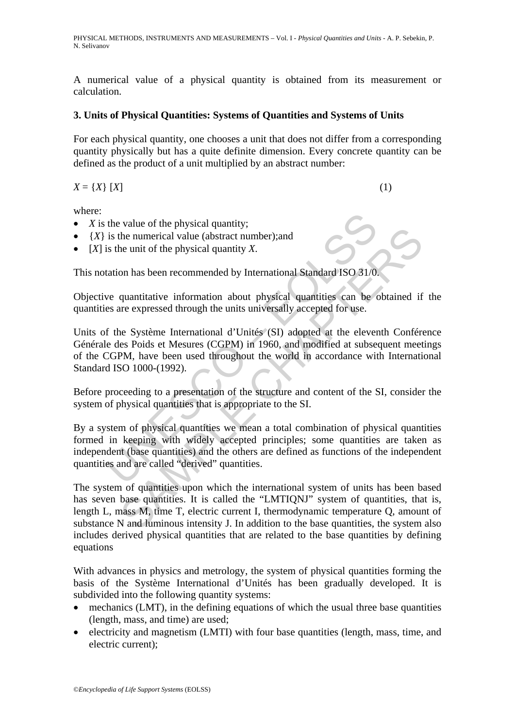A numerical value of a physical quantity is obtained from its measurement or calculation.

### 3. Units of Physical Quantities: Systems of Quantities and Systems of Units

For each physical quantity, one chooses a unit that does not differ from a corresponding quantity physically but has a quite definite dimension. Every concrete quantity can be defined as the product of a unit multiplied by an abstract number:

$$X = \{X\}\,[X] \qquad (1)$$

where:

- $X$ is the value of the physical quantity;
- $\{X\}$ is the numerical value (abstract number);and
- $[X]$ is the unit of the physical quantity $X$.

This notation has been recommended by International Standard ISO 31/0.

Objective quantitative information about physical quantities can be obtained if the quantities are expressed through the units universally accepted for use.

Units of the Système International d'Unités (SI) adopted at the eleventh Conférence Générale des Poids et Mesures (CGPM) in 1960, and modified at subsequent meetings of the CGPM, have been used throughout the world in accordance with International Standard ISO 1000-(1992).

Before proceeding to a presentation of the structure and content of the SI, consider the system of physical quantities that is appropriate to the SI.

By a system of physical quantities we mean a total combination of physical quantities formed in keeping with widely accepted principles; some quantities are taken as independent (base quantities) and the others are defined as functions of the independent quantities and are called "derived" quantities.

The system of quantities upon which the international system of units has been based has seven base quantities. It is called the "LMTIQNJ" system of quantities, that is, length L, mass M, time T, electric current I, thermodynamic temperature Q, amount of substance N and luminous intensity J. In addition to the base quantities, the system also includes derived physical quantities that are related to the base quantities by defining equations

With advances in physics and metrology, the system of physical quantities forming the basis of the Système International d'Unités has been gradually developed. It is subdivided into the following quantity systems:

- mechanics (LMT), in the defining equations of which the usual three base quantities (length, mass, and time) are used;
- electricity and magnetism (LMTI) with four base quantities (length, mass, time, and electric current);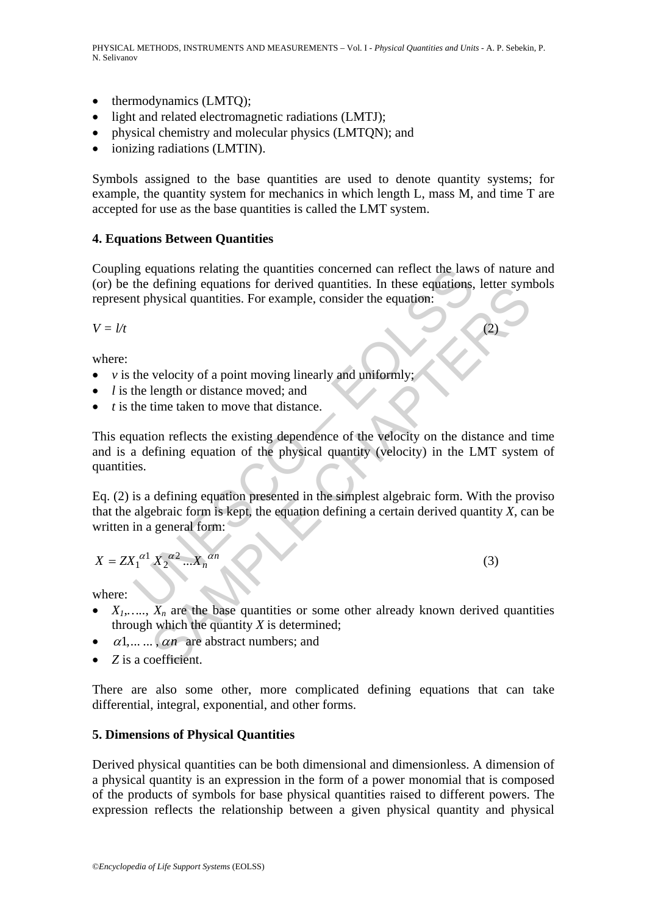- thermodynamics (LMTQ);
- light and related electromagnetic radiations (LMTJ);
- physical chemistry and molecular physics (LMTQN); and
- ionizing radiations (LMTIN).

Symbols assigned to the base quantities are used to denote quantity systems; for example, the quantity system for mechanics in which length L, mass M, and time T are accepted for use as the base quantities is called the LMT system.

## 4. Equations Between Quantities

Coupling equations relating the quantities concerned can reflect the laws of nature and (or) be the defining equations for derived quantities. In these equations, letter symbols represent physical quantities. For example, consider the equation:

$$V = l/t \tag{2}$$

where:

- $v$ is the velocity of a point moving linearly and uniformly;
- $l$ is the length or distance moved; and
- $t$ is the time taken to move that distance.

This equation reflects the existing dependence of the velocity on the distance and time and is a defining equation of the physical quantity (velocity) in the LMT system of quantities.

Eq. (2) is a defining equation presented in the simplest algebraic form. With the proviso that the algebraic form is kept, the equation defining a certain derived quantity $X$, can be written in a general form:

$$X = ZX_1^{\alpha 1} X_2^{\alpha 2} ... X_n^{\alpha n} \tag{3}$$

where:

- $X_1, \ldots, X_n$ are the base quantities or some other already known derived quantities through which the quantity $X$ is determined;
- $\alpha 1, \ldots \ldots, \alpha n$ are abstract numbers; and
- $Z$ is a coefficient.

There are also some other, more complicated defining equations that can take differential, integral, exponential, and other forms.

## 5. Dimensions of Physical Quantities

Derived physical quantities can be both dimensional and dimensionless. A dimension of a physical quantity is an expression in the form of a power monomial that is composed of the products of symbols for base physical quantities raised to different powers. The expression reflects the relationship between a given physical quantity and physical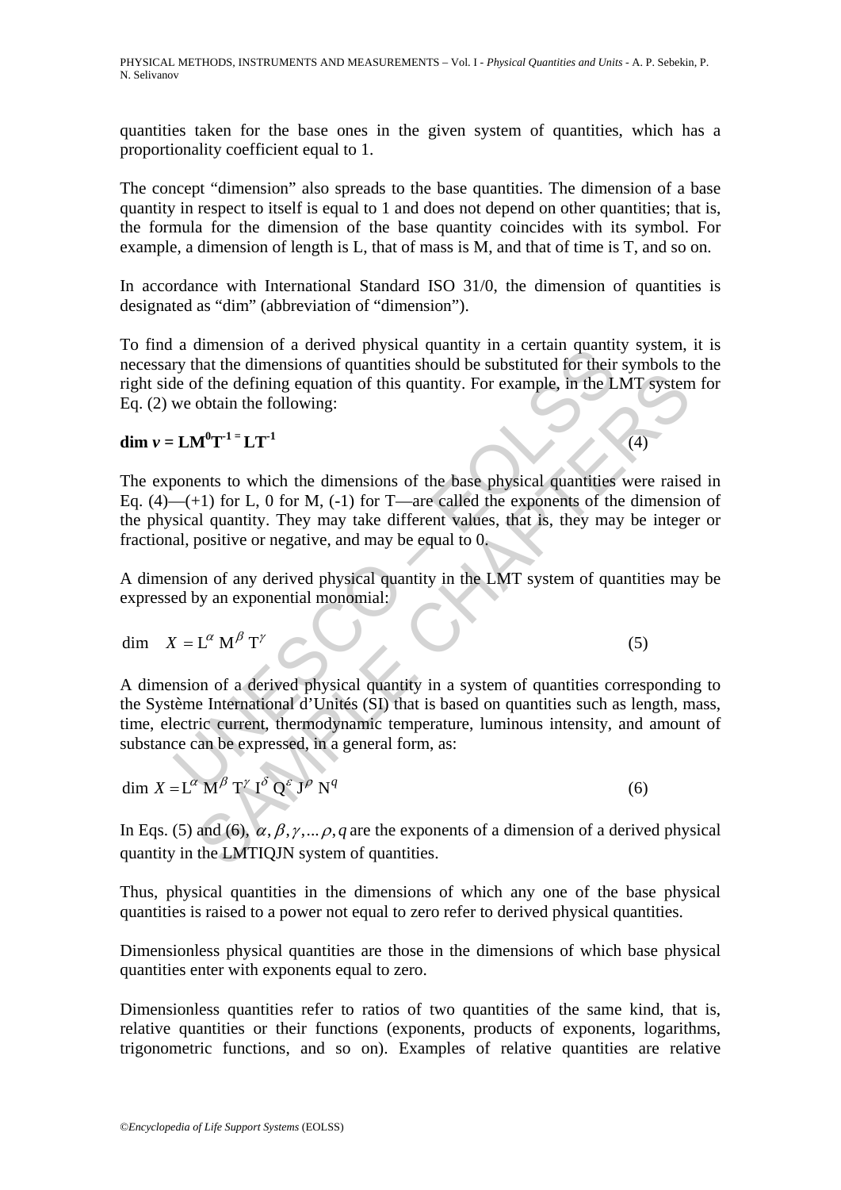quantities taken for the base ones in the given system of quantities, which has a proportionality coefficient equal to 1.

The concept "dimension" also spreads to the base quantities. The dimension of a base quantity in respect to itself is equal to 1 and does not depend on other quantities; that is, the formula for the dimension of the base quantity coincides with its symbol. For example, a dimension of length is L, that of mass is M, and that of time is T, and so on.

In accordance with International Standard ISO 31/0, the dimension of quantities is designated as "dim" (abbreviation of "dimension").

To find a dimension of a derived physical quantity in a certain quantity system, it is necessary that the dimensions of quantities should be substituted for their symbols to the right side of the defining equation of this quantity. For example, in the LMT system for Eq. (2) we obtain the following:

$$\mathbf{dim}\ \boldsymbol{v} = \mathbf{L M^{0} T^{-1} = L T^{-1}} \tag{4}$$

The exponents to which the dimensions of the base physical quantities were raised in Eq. (4)—(+1) for L, 0 for M, (-1) for T—are called the exponents of the dimension of the physical quantity. They may take different values, that is, they may be integer or fractional, positive or negative, and may be equal to 0.

A dimension of any derived physical quantity in the LMT system of quantities may be expressed by an exponential monomial:

$$\dim \quad X = \mathrm{L}^{\alpha}\ \mathrm{M}^{\beta}\ \mathrm{T}^{\gamma} \tag{5}$$

A dimension of a derived physical quantity in a system of quantities corresponding to the Système International d'Unités (SI) that is based on quantities such as length, mass, time, electric current, thermodynamic temperature, luminous intensity, and amount of substance can be expressed, in a general form, as:

$$\dim X = \mathrm{L}^{\alpha}\ \mathrm{M}^{\beta}\ \mathrm{T}^{\gamma}\ \mathrm{I}^{\delta}\ \mathrm{Q}^{\varepsilon}\ \mathrm{J}^{\rho}\ \mathrm{N}^{q} \tag{6}$$

In Eqs. (5) and (6), $\alpha, \beta, \gamma, \ldots \rho, q$ are the exponents of a dimension of a derived physical quantity in the LMTIQJN system of quantities.

Thus, physical quantities in the dimensions of which any one of the base physical quantities is raised to a power not equal to zero refer to derived physical quantities.

Dimensionless physical quantities are those in the dimensions of which base physical quantities enter with exponents equal to zero.

Dimensionless quantities refer to ratios of two quantities of the same kind, that is, relative quantities or their functions (exponents, products of exponents, logarithms, trigonometric functions, and so on). Examples of relative quantities are relative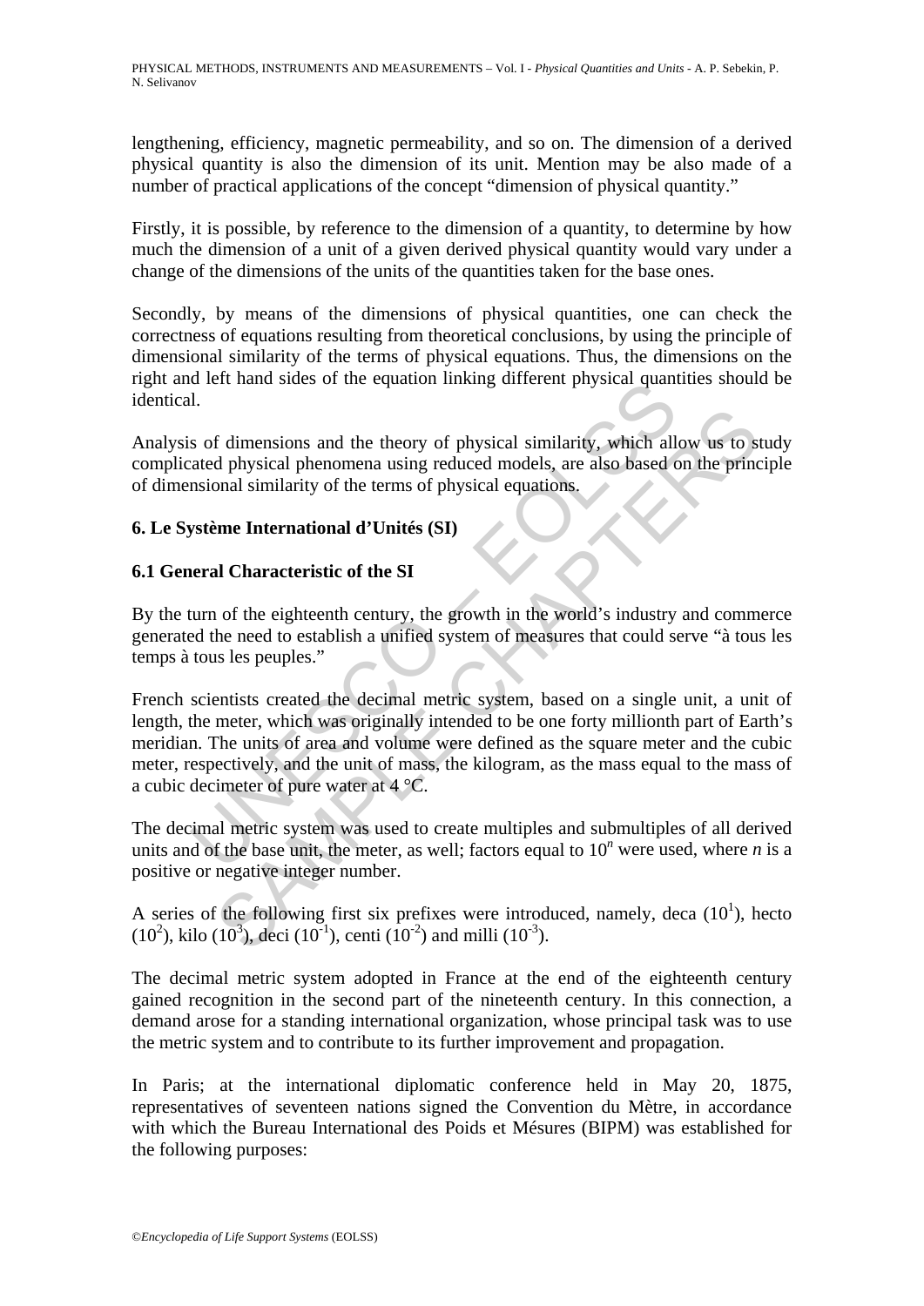lengthening, efficiency, magnetic permeability, and so on. The dimension of a derived physical quantity is also the dimension of its unit. Mention may be also made of a number of practical applications of the concept "dimension of physical quantity."

Firstly, it is possible, by reference to the dimension of a quantity, to determine by how much the dimension of a unit of a given derived physical quantity would vary under a change of the dimensions of the units of the quantities taken for the base ones.

Secondly, by means of the dimensions of physical quantities, one can check the correctness of equations resulting from theoretical conclusions, by using the principle of dimensional similarity of the terms of physical equations. Thus, the dimensions on the right and left hand sides of the equation linking different physical quantities should be identical.

Analysis of dimensions and the theory of physical similarity, which allow us to study complicated physical phenomena using reduced models, are also based on the principle of dimensional similarity of the terms of physical equations.

## 6. Le Système International d'Unités (SI)

### 6.1 General Characteristic of the SI

By the turn of the eighteenth century, the growth in the world's industry and commerce generated the need to establish a unified system of measures that could serve "à tous les temps à tous les peuples."

French scientists created the decimal metric system, based on a single unit, a unit of length, the meter, which was originally intended to be one forty millionth part of Earth's meridian. The units of area and volume were defined as the square meter and the cubic meter, respectively, and the unit of mass, the kilogram, as the mass equal to the mass of a cubic decimeter of pure water at 4 °C.

The decimal metric system was used to create multiples and submultiples of all derived units and of the base unit, the meter, as well; factors equal to $10^n$ were used, where $n$ is a positive or negative integer number.

A series of the following first six prefixes were introduced, namely, deca ($10^1$), hecto ($10^2$), kilo ($10^3$), deci ($10^{-1}$), centi ($10^{-2}$) and milli ($10^{-3}$).

The decimal metric system adopted in France at the end of the eighteenth century gained recognition in the second part of the nineteenth century. In this connection, a demand arose for a standing international organization, whose principal task was to use the metric system and to contribute to its further improvement and propagation.

In Paris; at the international diplomatic conference held in May 20, 1875, representatives of seventeen nations signed the Convention du Mètre, in accordance with which the Bureau International des Poids et Mésures (BIPM) was established for the following purposes: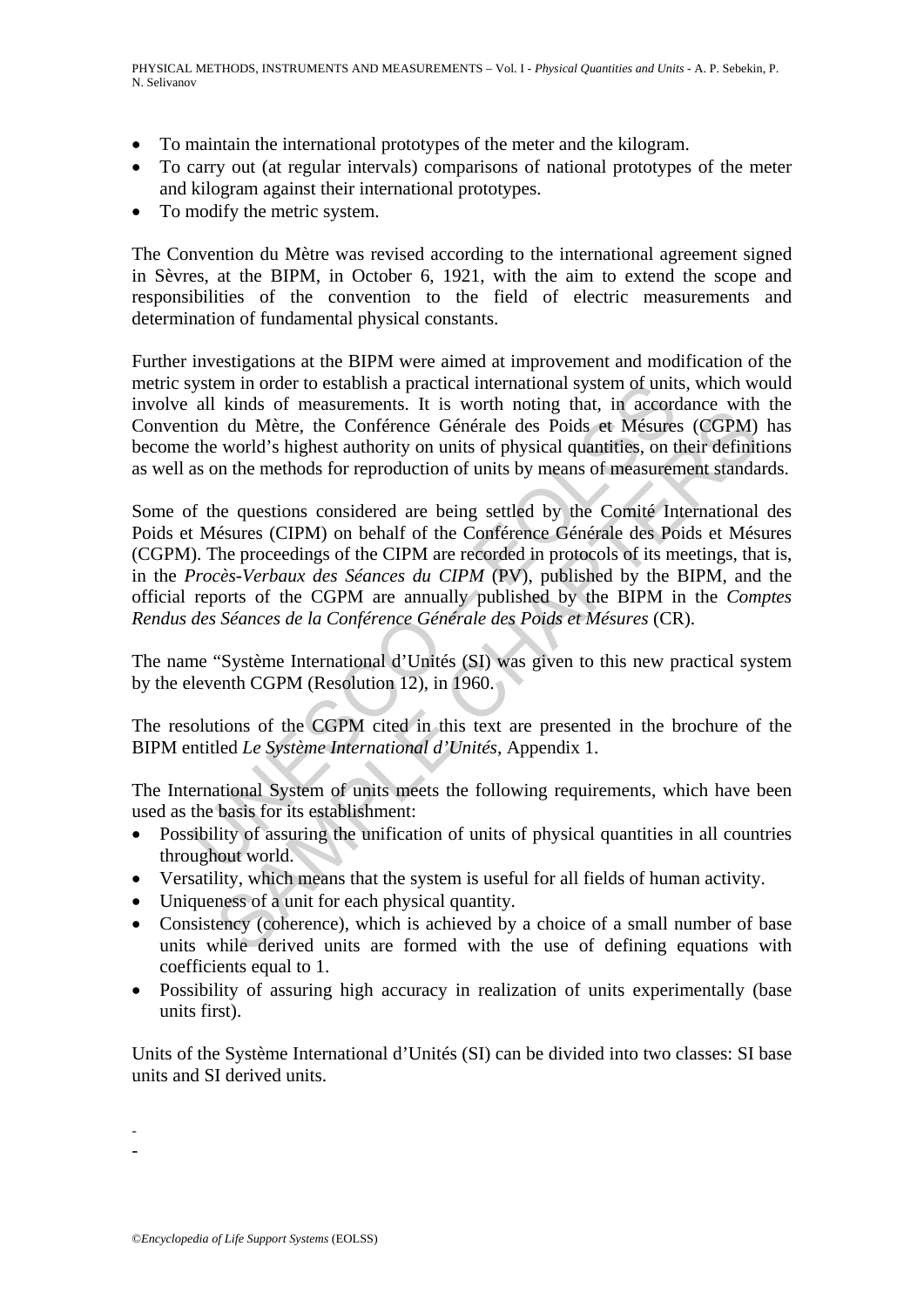- To maintain the international prototypes of the meter and the kilogram.
- To carry out (at regular intervals) comparisons of national prototypes of the meter and kilogram against their international prototypes.
- To modify the metric system.

The Convention du Mètre was revised according to the international agreement signed in Sèvres, at the BIPM, in October 6, 1921, with the aim to extend the scope and responsibilities of the convention to the field of electric measurements and determination of fundamental physical constants.

Further investigations at the BIPM were aimed at improvement and modification of the metric system in order to establish a practical international system of units, which would involve all kinds of measurements. It is worth noting that, in accordance with the Convention du Mètre, the Conférence Générale des Poids et Mésures (CGPM) has become the world's highest authority on units of physical quantities, on their definitions as well as on the methods for reproduction of units by means of measurement standards.

Some of the questions considered are being settled by the Comité International des Poids et Mésures (CIPM) on behalf of the Conférence Générale des Poids et Mésures (CGPM). The proceedings of the CIPM are recorded in protocols of its meetings, that is, in the *Procès-Verbaux des Séances du CIPM* (PV), published by the BIPM, and the official reports of the CGPM are annually published by the BIPM in the *Comptes Rendus des Séances de la Conférence Générale des Poids et Mésures* (CR).

The name "Système International d'Unités (SI) was given to this new practical system by the eleventh CGPM (Resolution 12), in 1960.

The resolutions of the CGPM cited in this text are presented in the brochure of the BIPM entitled *Le Système International d'Unités*, Appendix 1.

The International System of units meets the following requirements, which have been used as the basis for its establishment:

- Possibility of assuring the unification of units of physical quantities in all countries throughout world.
- Versatility, which means that the system is useful for all fields of human activity.
- Uniqueness of a unit for each physical quantity.
- Consistency (coherence), which is achieved by a choice of a small number of base units while derived units are formed with the use of defining equations with coefficients equal to 1.
- Possibility of assuring high accuracy in realization of units experimentally (base units first).

Units of the Système International d'Unités (SI) can be divided into two classes: SI base units and SI derived units.

-

-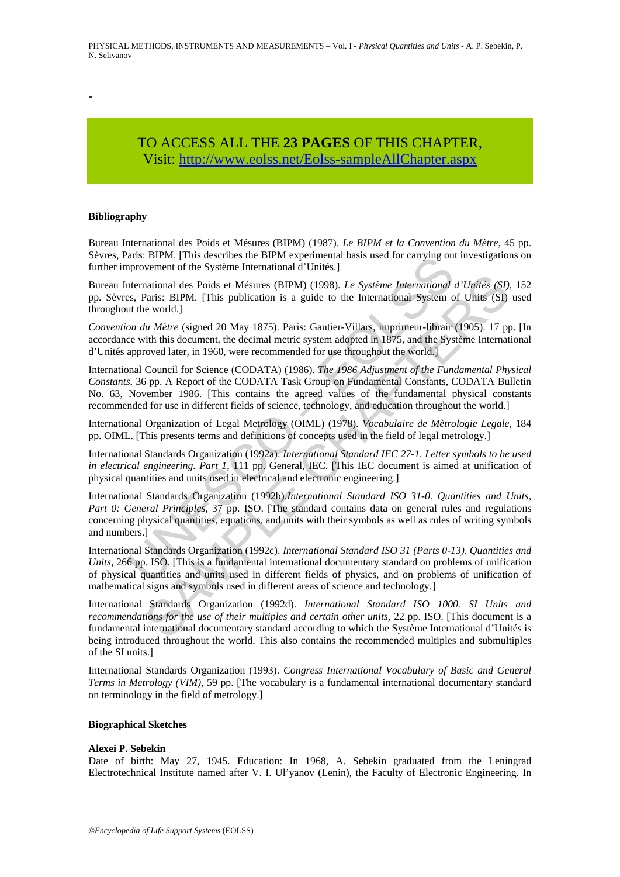-

TO ACCESS ALL THE **23 PAGES** OF THIS CHAPTER,
Visit: http://www.eolss.net/Eolss-sampleAllChapter.aspx

### Bibliography

Bureau International des Poids et Mésures (BIPM) (1987). *Le BIPM et la Convention du Mètre*, 45 pp. Sèvres, Paris: BIPM. [This describes the BIPM experimental basis used for carrying out investigations on further improvement of the Système International d'Unités.]

Bureau International des Poids et Mésures (BIPM) (1998). *Le Système International d'Unités (SI)*, 152 pp. Sèvres, Paris: BIPM. [This publication is a guide to the International System of Units (SI) used throughout the world.]

*Convention du Mètre* (signed 20 May 1875). Paris: Gautier-Villars, imprimeur-librair (1905). 17 pp. [In accordance with this document, the decimal metric system adopted in 1875, and the Système International d'Unités approved later, in 1960, were recommended for use throughout the world.]

International Council for Science (CODATA) (1986). *The 1986 Adjustment of the Fundamental Physical Constants*, 36 pp. A Report of the CODATA Task Group on Fundamental Constants, CODATA Bulletin No. 63, November 1986. [This contains the agreed values of the fundamental physical constants recommended for use in different fields of science, technology, and education throughout the world.]

International Organization of Legal Metrology (OIML) (1978). *Vocabulaire de Mètrologie Legale*, 184 pp. OIML. [This presents terms and definitions of concepts used in the field of legal metrology.]

International Standards Organization (1992a). *International Standard IEC 27-1. Letter symbols to be used in electrical engineering. Part 1*, 111 pp. General, IEC. [This IEC document is aimed at unification of physical quantities and units used in electrical and electronic engineering.]

International Standards Organization (1992b).*International Standard ISO 31-0. Quantities and Units, Part 0: General Principles*, 37 pp. ISO. [The standard contains data on general rules and regulations concerning physical quantities, equations, and units with their symbols as well as rules of writing symbols and numbers.]

International Standards Organization (1992c). *International Standard ISO 31 (Parts 0-13). Quantities and Units*, 266 pp. ISO. [This is a fundamental international documentary standard on problems of unification of physical quantities and units used in different fields of physics, and on problems of unification of mathematical signs and symbols used in different areas of science and technology.]

International Standards Organization (1992d). *International Standard ISO 1000. SI Units and recommendations for the use of their multiples and certain other units*, 22 pp. ISO. [This document is a fundamental international documentary standard according to which the Système International d'Unités is being introduced throughout the world. This also contains the recommended multiples and submultiples of the SI units.]

International Standards Organization (1993). *Congress International Vocabulary of Basic and General Terms in Metrology (VIM)*, 59 pp. [The vocabulary is a fundamental international documentary standard on terminology in the field of metrology.]

### Biographical Sketches

#### Alexei P. Sebekin

Date of birth: May 27, 1945. Education: In 1968, A. Sebekin graduated from the Leningrad Electrotechnical Institute named after V. I. Ul'yanov (Lenin), the Faculty of Electronic Engineering. In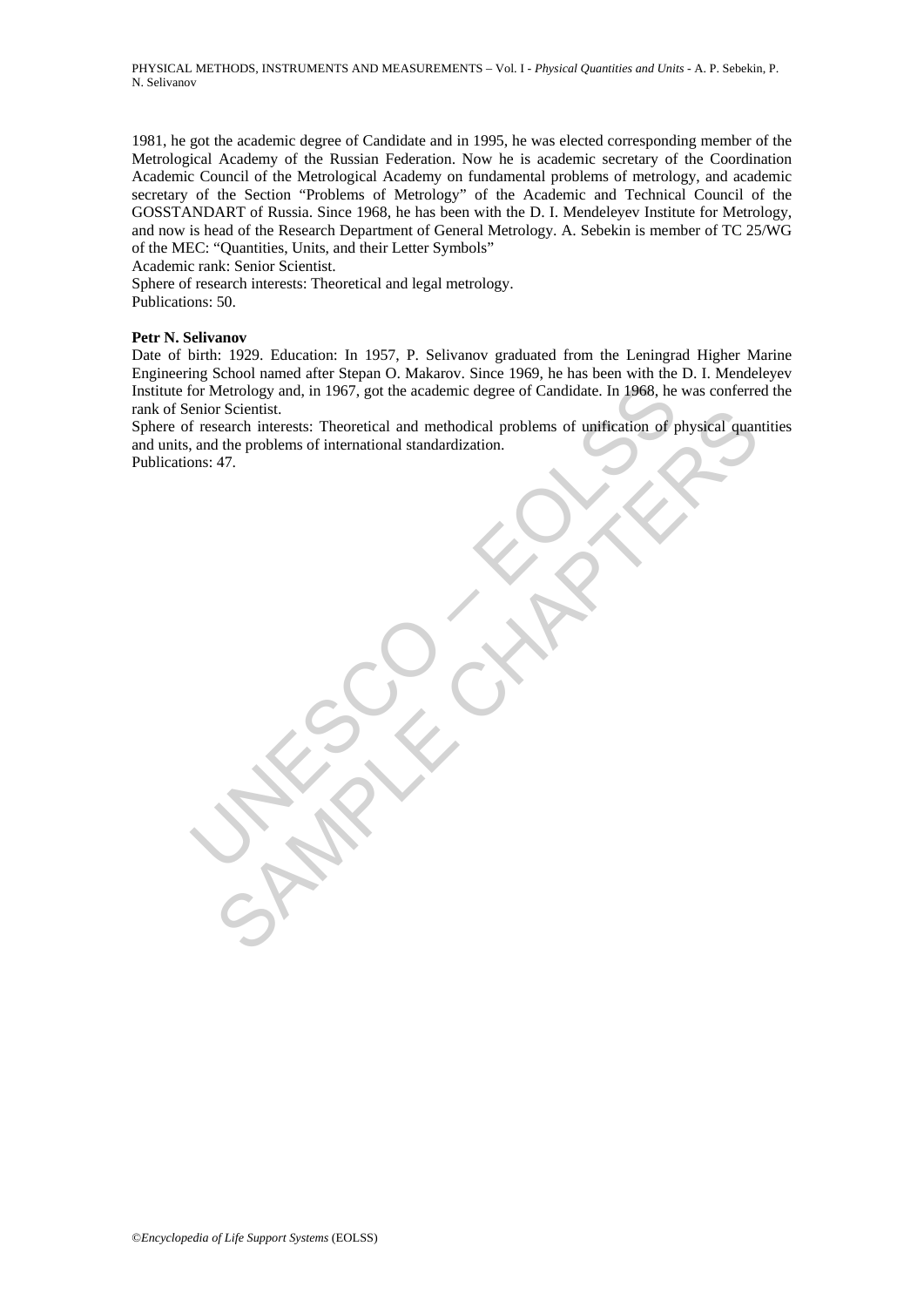1981, he got the academic degree of Candidate and in 1995, he was elected corresponding member of the Metrological Academy of the Russian Federation. Now he is academic secretary of the Coordination Academic Council of the Metrological Academy on fundamental problems of metrology, and academic secretary of the Section "Problems of Metrology" of the Academic and Technical Council of the GOSSTANDART of Russia. Since 1968, he has been with the D. I. Mendeleyev Institute for Metrology, and now is head of the Research Department of General Metrology. A. Sebekin is member of TC 25/WG of the MEC: "Quantities, Units, and their Letter Symbols"

Academic rank: Senior Scientist.

Sphere of research interests: Theoretical and legal metrology.

Publications: 50.

**Petr N. Selivanov**

Date of birth: 1929. Education: In 1957, P. Selivanov graduated from the Leningrad Higher Marine Engineering School named after Stepan O. Makarov. Since 1969, he has been with the D. I. Mendeleyev Institute for Metrology and, in 1967, got the academic degree of Candidate. In 1968, he was conferred the rank of Senior Scientist.

Sphere of research interests: Theoretical and methodical problems of unification of physical quantities and units, and the problems of international standardization.

Publications: 47.